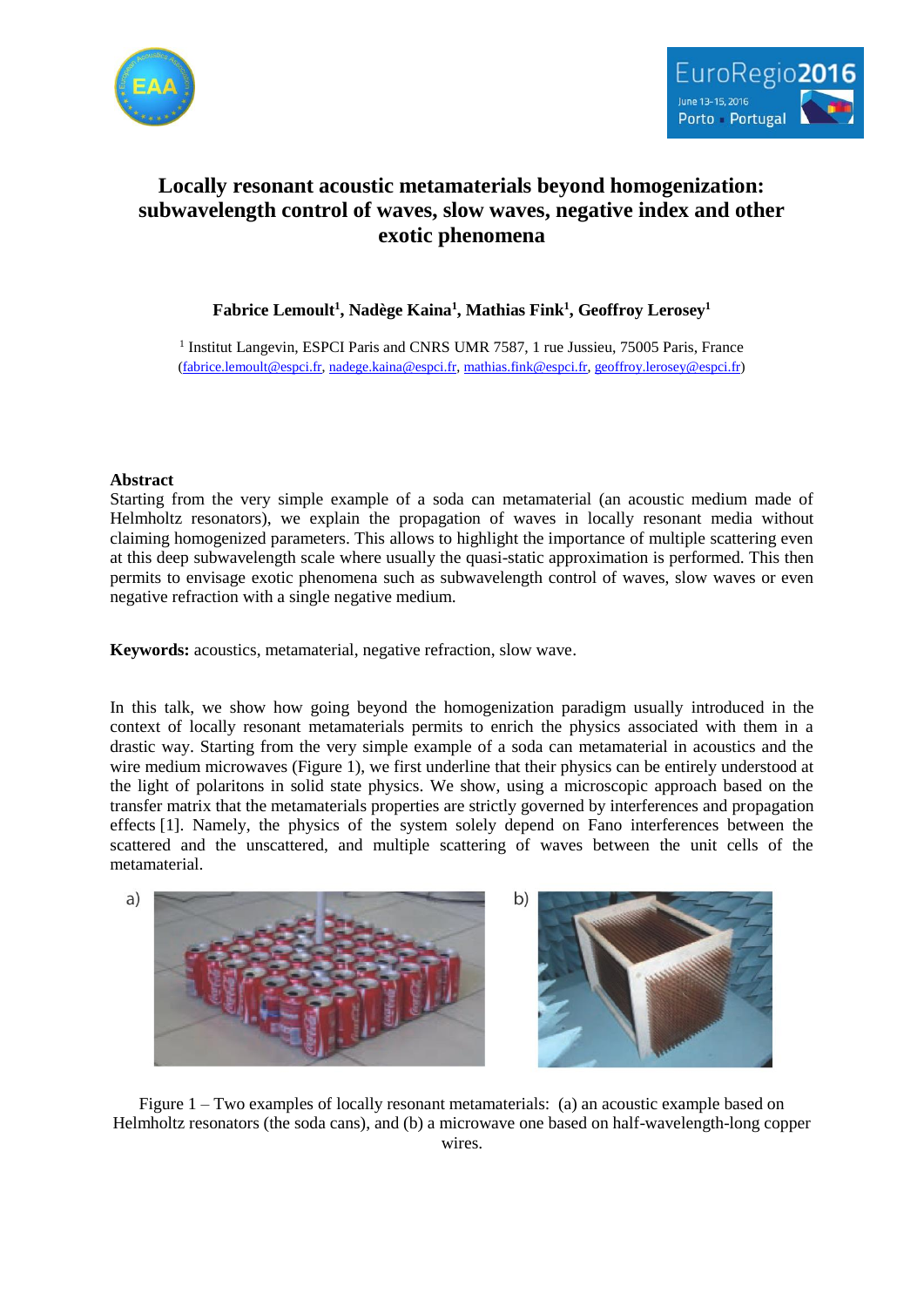# Locally resonant acoustic metamaterials beyond homogenization: subwavelength control of waves, slow waves, negative index and other exotic phenomena

**Fabrice Lemoult[1], Nadège Kaina[1], Mathias Fink[1], Geoffroy Lerosey[1]**

[1] Institut Langevin, ESPCI Paris and CNRS UMR 7587, 1 rue Jussieu, 75005 Paris, France
(fabrice.lemoult@espci.fr, nadege.kaina@espci.fr, mathias.fink@espci.fr, geoffroy.lerosey@espci.fr)

**Abstract**

Starting from the very simple example of a soda can metamaterial (an acoustic medium made of Helmholtz resonators), we explain the propagation of waves in locally resonant media without claiming homogenized parameters. This allows to highlight the importance of multiple scattering even at this deep subwavelength scale where usually the quasi-static approximation is performed. This then permits to envisage exotic phenomena such as subwavelength control of waves, slow waves or even negative refraction with a single negative medium.

**Keywords:** acoustics, metamaterial, negative refraction, slow wave.

In this talk, we show how going beyond the homogenization paradigm usually introduced in the context of locally resonant metamaterials permits to enrich the physics associated with them in a drastic way. Starting from the very simple example of a soda can metamaterial in acoustics and the wire medium microwaves (Figure 1), we first underline that their physics can be entirely understood at the light of polaritons in solid state physics. We show, using a microscopic approach based on the transfer matrix that the metamaterials properties are strictly governed by interferences and propagation effects [1]. Namely, the physics of the system solely depend on Fano interferences between the scattered and the unscattered, and multiple scattering of waves between the unit cells of the metamaterial.

a)

b)

Figure 1 – Two examples of locally resonant metamaterials: (a) an acoustic example based on Helmholtz resonators (the soda cans), and (b) a microwave one based on half-wavelength-long copper wires.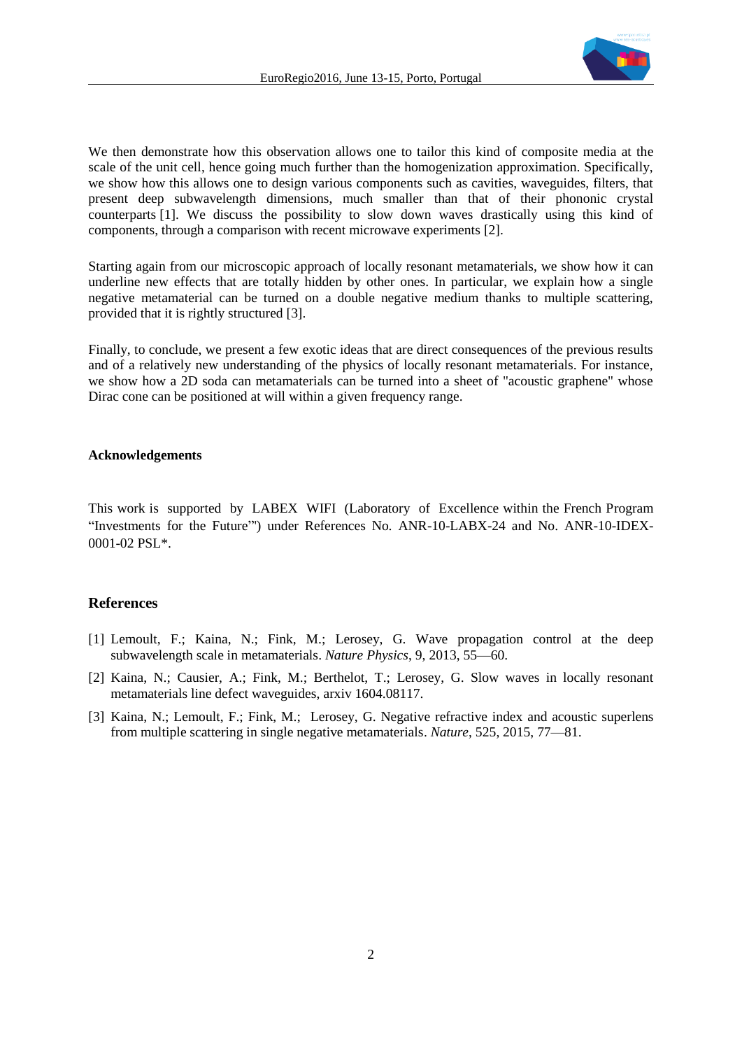We then demonstrate how this observation allows one to tailor this kind of composite media at the scale of the unit cell, hence going much further than the homogenization approximation. Specifically, we show how this allows one to design various components such as cavities, waveguides, filters, that present deep subwavelength dimensions, much smaller than that of their phononic crystal counterparts [1]. We discuss the possibility to slow down waves drastically using this kind of components, through a comparison with recent microwave experiments [2].

Starting again from our microscopic approach of locally resonant metamaterials, we show how it can underline new effects that are totally hidden by other ones. In particular, we explain how a single negative metamaterial can be turned on a double negative medium thanks to multiple scattering, provided that it is rightly structured [3].

Finally, to conclude, we present a few exotic ideas that are direct consequences of the previous results and of a relatively new understanding of the physics of locally resonant metamaterials. For instance, we show how a 2D soda can metamaterials can be turned into a sheet of "acoustic graphene" whose Dirac cone can be positioned at will within a given frequency range.

**Acknowledgements**

This work is supported by LABEX WIFI (Laboratory of Excellence within the French Program "Investments for the Future") under References No. ANR-10-LABX-24 and No. ANR-10-IDEX-0001-02 PSL*.

## References

[1] Lemoult, F.; Kaina, N.; Fink, M.; Lerosey, G. Wave propagation control at the deep subwavelength scale in metamaterials. *Nature Physics*, 9, 2013, 55—60.

[2] Kaina, N.; Causier, A.; Fink, M.; Berthelot, T.; Lerosey, G. Slow waves in locally resonant metamaterials line defect waveguides, arxiv 1604.08117.

[3] Kaina, N.; Lemoult, F.; Fink, M.; Lerosey, G. Negative refractive index and acoustic superlens from multiple scattering in single negative metamaterials. *Nature*, 525, 2015, 77—81.